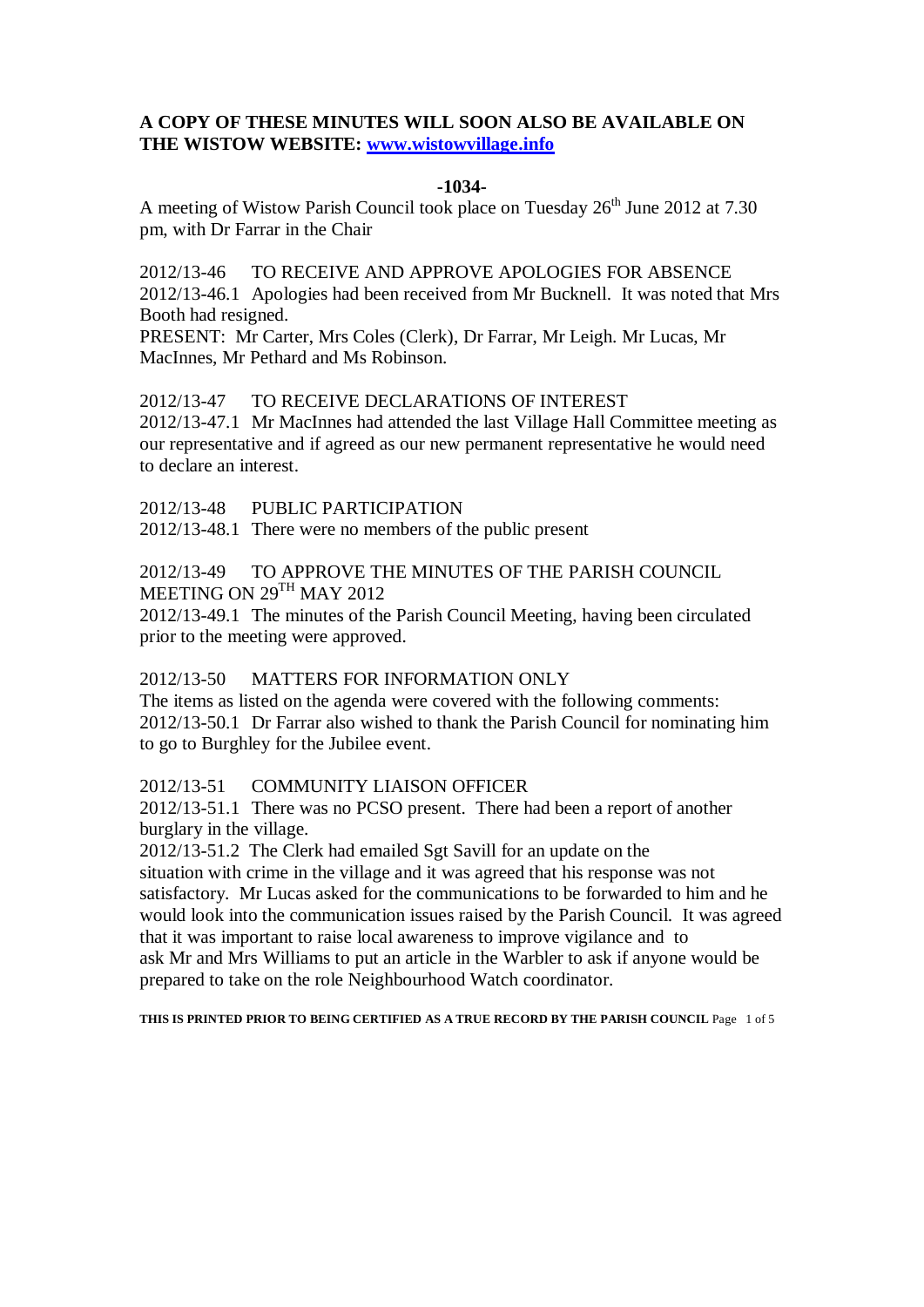**A COPY OF THESE MINUTES WILL SOON ALSO BE AVAILABLE ON THE WISTOW WEBSITE: [www.wistowvillage.info](http://www.wistowvillage.info)**

**-1034-**

A meeting of Wistow Parish Council took place on Tuesday 26th June 2012 at 7.30 pm, with Dr Farrar in the Chair

2012/13-46 TO RECEIVE AND APPROVE APOLOGIES FOR ABSENCE

2012/13-46.1 Apologies had been received from Mr Bucknell. It was noted that Mrs Booth had resigned.

PRESENT: Mr Carter, Mrs Coles (Clerk), Dr Farrar, Mr Leigh. Mr Lucas, Mr MacInnes, Mr Pethard and Ms Robinson.

2012/13-47 TO RECEIVE DECLARATIONS OF INTEREST

2012/13-47.1 Mr MacInnes had attended the last Village Hall Committee meeting as our representative and if agreed as our new permanent representative he would need to declare an interest.

2012/13-48 PUBLIC PARTICIPATION

2012/13-48.1 There were no members of the public present

2012/13-49 TO APPROVE THE MINUTES OF THE PARISH COUNCIL MEETING ON 29TH MAY 2012

2012/13-49.1 The minutes of the Parish Council Meeting, having been circulated prior to the meeting were approved.

2012/13-50 MATTERS FOR INFORMATION ONLY

The items as listed on the agenda were covered with the following comments:

2012/13-50.1 Dr Farrar also wished to thank the Parish Council for nominating him to go to Burghley for the Jubilee event.

2012/13-51 COMMUNITY LIAISON OFFICER

2012/13-51.1 There was no PCSO present. There had been a report of another burglary in the village.

2012/13-51.2 The Clerk had emailed Sgt Savill for an update on the situation with crime in the village and it was agreed that his response was not satisfactory. Mr Lucas asked for the communications to be forwarded to him and he would look into the communication issues raised by the Parish Council. It was agreed that it was important to raise local awareness to improve vigilance and to ask Mr and Mrs Williams to put an article in the Warbler to ask if anyone would be prepared to take on the role Neighbourhood Watch coordinator.

**THIS IS PRINTED PRIOR TO BEING CERTIFIED AS A TRUE RECORD BY THE PARISH COUNCIL**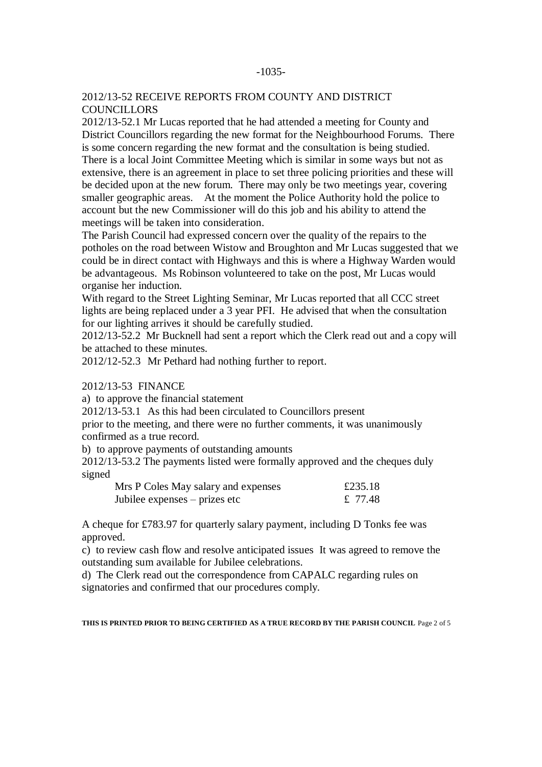## 2012/13-52 RECEIVE REPORTS FROM COUNTY AND DISTRICT COUNCILLORS

2012/13-52.1 Mr Lucas reported that he had attended a meeting for County and District Councillors regarding the new format for the Neighbourhood Forums. There is some concern regarding the new format and the consultation is being studied. There is a local Joint Committee Meeting which is similar in some ways but not as extensive, there is an agreement in place to set three policing priorities and these will be decided upon at the new forum. There may only be two meetings year, covering smaller geographic areas. At the moment the Police Authority hold the police to account but the new Commissioner will do this job and his ability to attend the meetings will be taken into consideration.

The Parish Council had expressed concern over the quality of the repairs to the potholes on the road between Wistow and Broughton and Mr Lucas suggested that we could be in direct contact with Highways and this is where a Highway Warden would be advantageous. Ms Robinson volunteered to take on the post, Mr Lucas would organise her induction.

With regard to the Street Lighting Seminar, Mr Lucas reported that all CCC street lights are being replaced under a 3 year PFI. He advised that when the consultation for our lighting arrives it should be carefully studied.

2012/13-52.2 Mr Bucknell had sent a report which the Clerk read out and a copy will be attached to these minutes.

2012/12-52.3 Mr Pethard had nothing further to report.

## 2012/13-53 FINANCE

a) to approve the financial statement

2012/13-53.1 As this had been circulated to Councillors present prior to the meeting, and there were no further comments, it was unanimously confirmed as a true record.

b) to approve payments of outstanding amounts

2012/13-53.2 The payments listed were formally approved and the cheques duly signed

| | |
|---|---|
| Mrs P Coles May salary and expenses | £235.18 |
| Jubilee expenses – prizes etc | £ 77.48 |

A cheque for £783.97 for quarterly salary payment, including D Tonks fee was approved.

c) to review cash flow and resolve anticipated issues It was agreed to remove the outstanding sum available for Jubilee celebrations.

d) The Clerk read out the correspondence from CAPALC regarding rules on signatories and confirmed that our procedures comply.

**THIS IS PRINTED PRIOR TO BEING CERTIFIED AS A TRUE RECORD BY THE PARISH COUNCIL**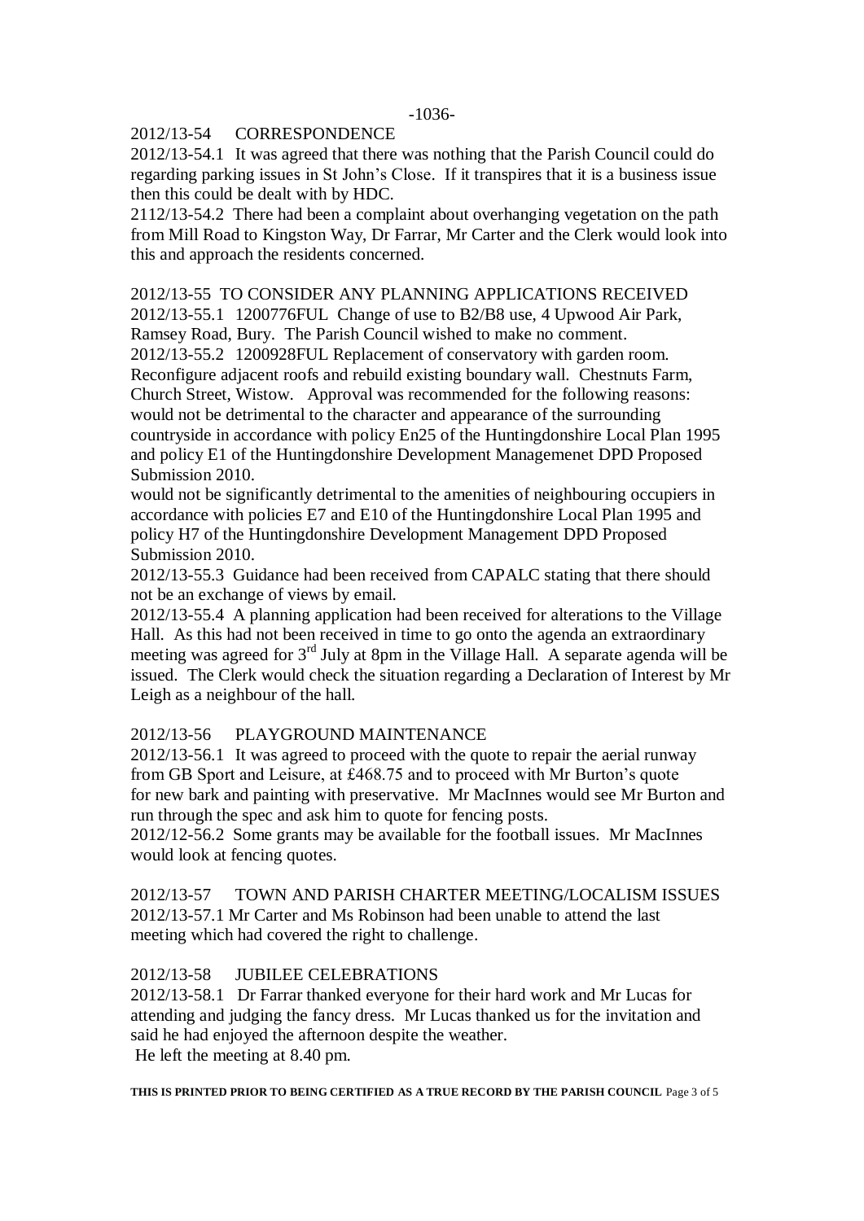2012/13-54 CORRESPONDENCE

2012/13-54.1 It was agreed that there was nothing that the Parish Council could do regarding parking issues in St John's Close. If it transpires that it is a business issue then this could be dealt with by HDC.

2112/13-54.2 There had been a complaint about overhanging vegetation on the path from Mill Road to Kingston Way, Dr Farrar, Mr Carter and the Clerk would look into this and approach the residents concerned.

2012/13-55 TO CONSIDER ANY PLANNING APPLICATIONS RECEIVED

2012/13-55.1 1200776FUL Change of use to B2/B8 use, 4 Upwood Air Park, Ramsey Road, Bury. The Parish Council wished to make no comment.

2012/13-55.2 1200928FUL Replacement of conservatory with garden room. Reconfigure adjacent roofs and rebuild existing boundary wall. Chestnuts Farm, Church Street, Wistow. Approval was recommended for the following reasons: would not be detrimental to the character and appearance of the surrounding countryside in accordance with policy En25 of the Huntingdonshire Local Plan 1995 and policy E1 of the Huntingdonshire Development Managemenet DPD Proposed Submission 2010.

would not be significantly detrimental to the amenities of neighbouring occupiers in accordance with policies E7 and E10 of the Huntingdonshire Local Plan 1995 and policy H7 of the Huntingdonshire Development Management DPD Proposed Submission 2010.

2012/13-55.3 Guidance had been received from CAPALC stating that there should not be an exchange of views by email.

2012/13-55.4 A planning application had been received for alterations to the Village Hall. As this had not been received in time to go onto the agenda an extraordinary meeting was agreed for 3rd July at 8pm in the Village Hall. A separate agenda will be issued. The Clerk would check the situation regarding a Declaration of Interest by Mr Leigh as a neighbour of the hall.

2012/13-56 PLAYGROUND MAINTENANCE

2012/13-56.1 It was agreed to proceed with the quote to repair the aerial runway from GB Sport and Leisure, at £468.75 and to proceed with Mr Burton's quote for new bark and painting with preservative. Mr MacInnes would see Mr Burton and run through the spec and ask him to quote for fencing posts.

2012/12-56.2 Some grants may be available for the football issues. Mr MacInnes would look at fencing quotes.

2012/13-57 TOWN AND PARISH CHARTER MEETING/LOCALISM ISSUES

2012/13-57.1 Mr Carter and Ms Robinson had been unable to attend the last meeting which had covered the right to challenge.

2012/13-58 JUBILEE CELEBRATIONS

2012/13-58.1 Dr Farrar thanked everyone for their hard work and Mr Lucas for attending and judging the fancy dress. Mr Lucas thanked us for the invitation and said he had enjoyed the afternoon despite the weather.

He left the meeting at 8.40 pm.

**THIS IS PRINTED PRIOR TO BEING CERTIFIED AS A TRUE RECORD BY THE PARISH COUNCIL**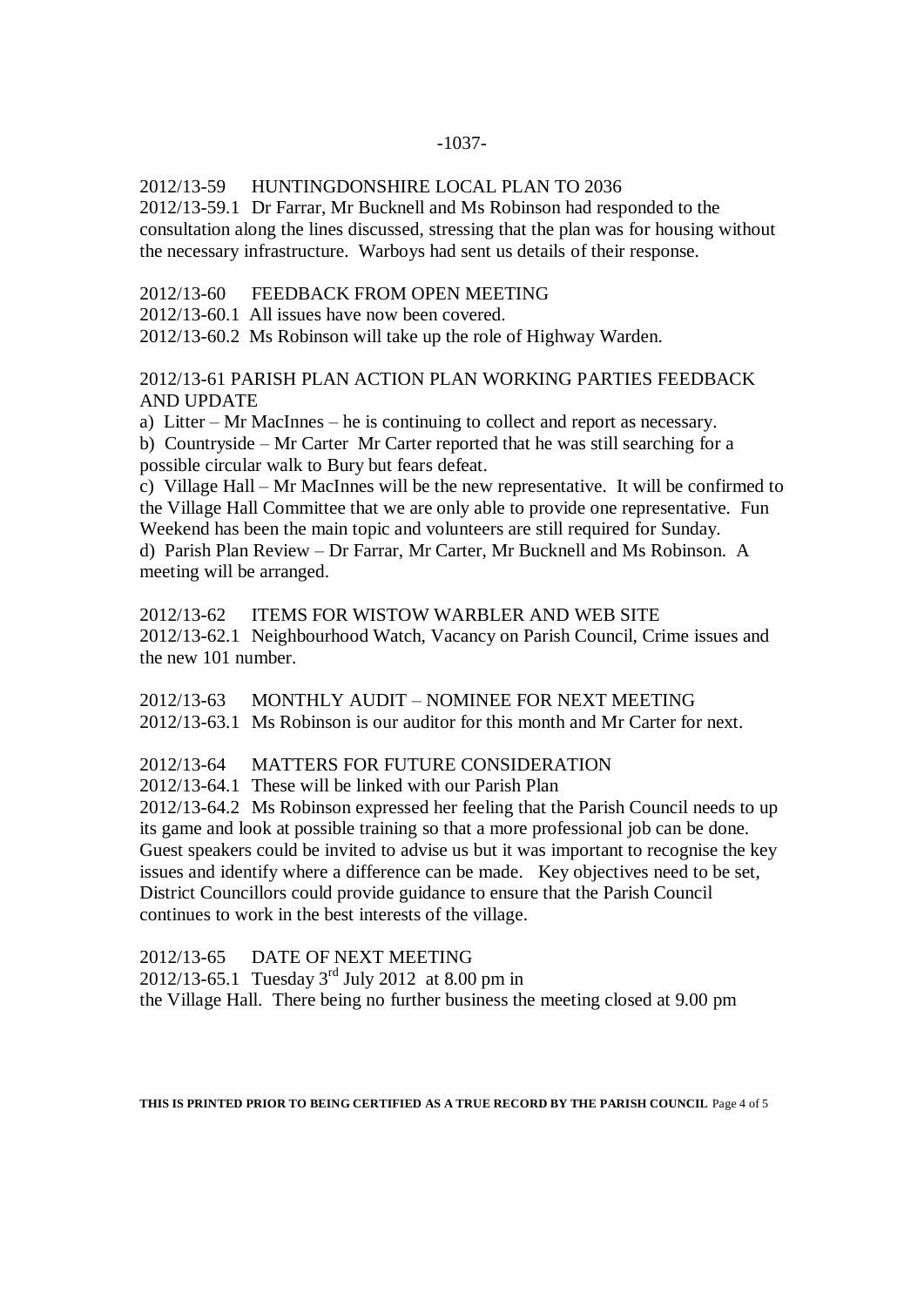## 2012/13-59 HUNTINGDONSHIRE LOCAL PLAN TO 2036

2012/13-59.1 Dr Farrar, Mr Bucknell and Ms Robinson had responded to the consultation along the lines discussed, stressing that the plan was for housing without the necessary infrastructure. Warboys had sent us details of their response.

## 2012/13-60 FEEDBACK FROM OPEN MEETING

2012/13-60.1 All issues have now been covered.

2012/13-60.2 Ms Robinson will take up the role of Highway Warden.

## 2012/13-61 PARISH PLAN ACTION PLAN WORKING PARTIES FEEDBACK AND UPDATE

a) Litter – Mr MacInnes – he is continuing to collect and report as necessary.

b) Countryside – Mr Carter Mr Carter reported that he was still searching for a possible circular walk to Bury but fears defeat.

c) Village Hall – Mr MacInnes will be the new representative. It will be confirmed to the Village Hall Committee that we are only able to provide one representative. Fun Weekend has been the main topic and volunteers are still required for Sunday.

d) Parish Plan Review – Dr Farrar, Mr Carter, Mr Bucknell and Ms Robinson. A meeting will be arranged.

## 2012/13-62 ITEMS FOR WISTOW WARBLER AND WEB SITE

2012/13-62.1 Neighbourhood Watch, Vacancy on Parish Council, Crime issues and the new 101 number.

## 2012/13-63 MONTHLY AUDIT – NOMINEE FOR NEXT MEETING

2012/13-63.1 Ms Robinson is our auditor for this month and Mr Carter for next.

## 2012/13-64 MATTERS FOR FUTURE CONSIDERATION

2012/13-64.1 These will be linked with our Parish Plan

2012/13-64.2 Ms Robinson expressed her feeling that the Parish Council needs to up its game and look at possible training so that a more professional job can be done. Guest speakers could be invited to advise us but it was important to recognise the key issues and identify where a difference can be made. Key objectives need to be set, District Councillors could provide guidance to ensure that the Parish Council continues to work in the best interests of the village.

## 2012/13-65 DATE OF NEXT MEETING

2012/13-65.1 Tuesday 3rd July 2012 at 8.00 pm in the Village Hall. There being no further business the meeting closed at 9.00 pm

**THIS IS PRINTED PRIOR TO BEING CERTIFIED AS A TRUE RECORD BY THE PARISH COUNCIL**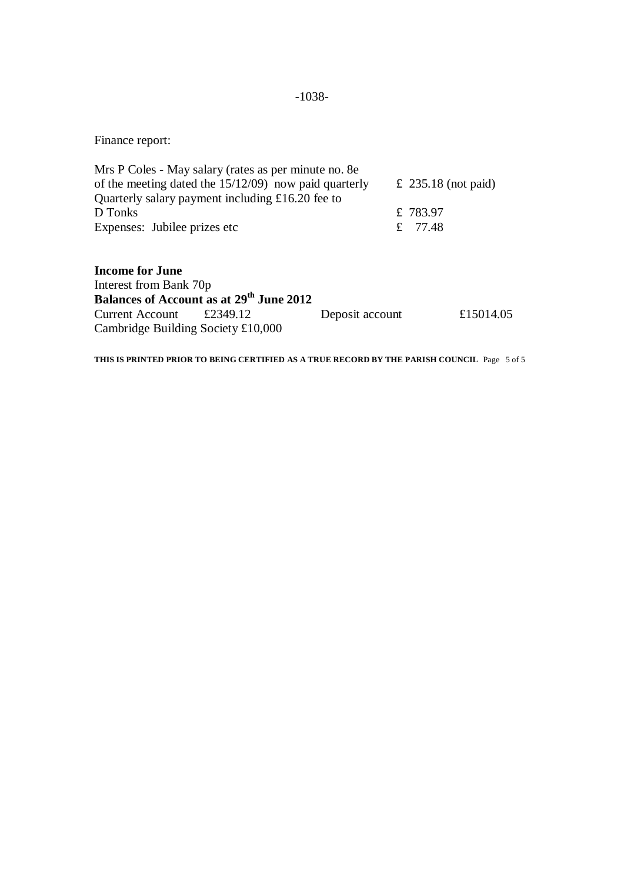Finance report:

| | |
|---|---|
| Mrs P Coles - May salary (rates as per minute no. 8e of the meeting dated the 15/12/09) now paid quarterly | £ 235.18 (not paid) |
| Quarterly salary payment including £16.20 fee to D Tonks | £ 783.97 |
| Expenses: Jubilee prizes etc | £ 77.48 |

**Income for June**

Interest from Bank 70p

**Balances of Account as at 29th June 2012**

| | | | |
|---|---|---|---|
| Current Account | £2349.12 | Deposit account | £15014.05 |

Cambridge Building Society £10,000

**THIS IS PRINTED PRIOR TO BEING CERTIFIED AS A TRUE RECORD BY THE PARISH COUNCIL**